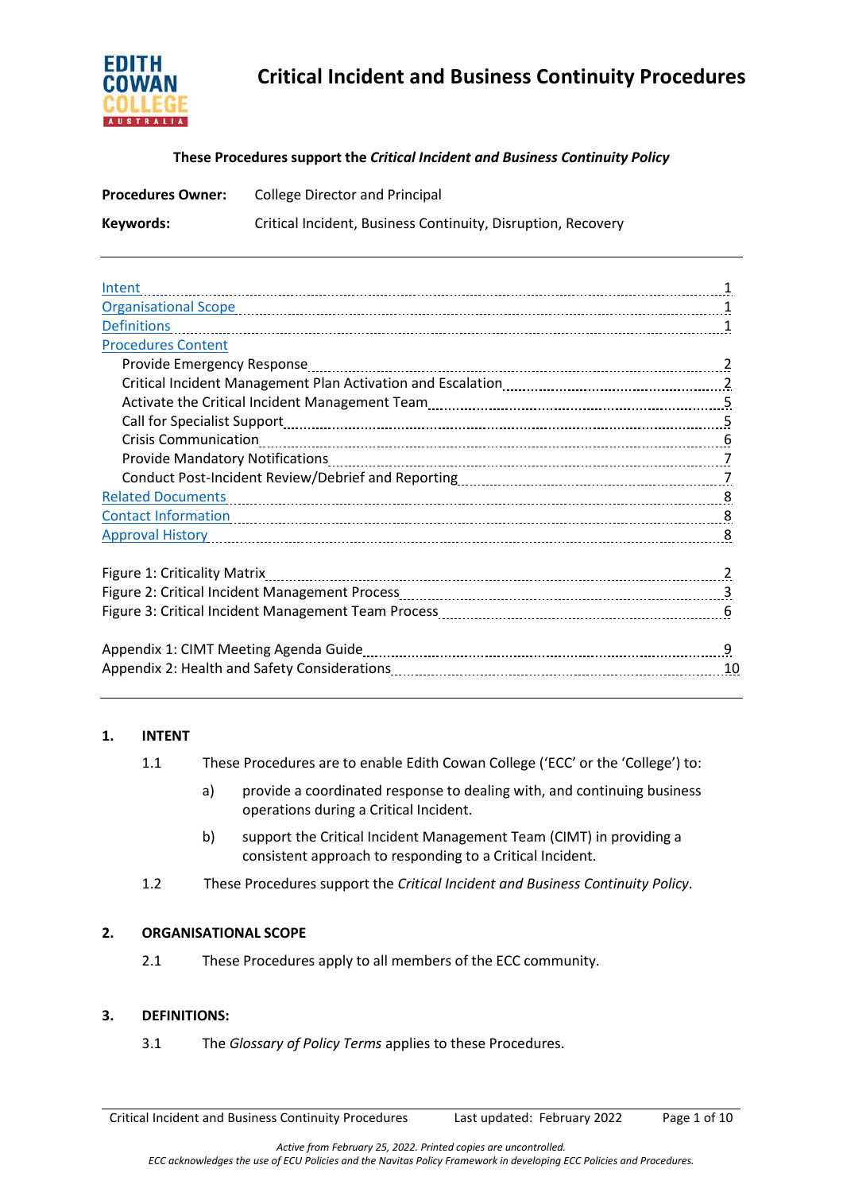# Critical Incident and Business Continuity Procedures

**These Procedures support the *Critical Incident and Business Continuity Policy***

**Procedures Owner:** College Director and Principal

**Keywords:** Critical Incident, Business Continuity, Disruption, Recovery

---

Intent ........ 1
Organisational Scope ........ 1
Definitions ........ 1
Procedures Content
- Provide Emergency Response ........ 2
- Critical Incident Management Plan Activation and Escalation ........ 2
- Activate the Critical Incident Management Team ........ 5
- Call for Specialist Support ........ 5
- Crisis Communication ........ 6
- Provide Mandatory Notifications ........ 7
- Conduct Post-Incident Review/Debrief and Reporting ........ 7

Related Documents ........ 8
Contact Information ........ 8
Approval History ........ 8

Figure 1: Criticality Matrix ........ 2
Figure 2: Critical Incident Management Process ........ 3
Figure 3: Critical Incident Management Team Process ........ 6

Appendix 1: CIMT Meeting Agenda Guide ........ 9
Appendix 2: Health and Safety Considerations ........ 10

---

## 1. INTENT

1.1 These Procedures are to enable Edith Cowan College ('ECC' or the 'College') to:

a) provide a coordinated response to dealing with, and continuing business operations during a Critical Incident.

b) support the Critical Incident Management Team (CIMT) in providing a consistent approach to responding to a Critical Incident.

1.2 These Procedures support the *Critical Incident and Business Continuity Policy*.

## 2. ORGANISATIONAL SCOPE

2.1 These Procedures apply to all members of the ECC community.

## 3. DEFINITIONS:

3.1 The *Glossary of Policy Terms* applies to these Procedures.

*Active from February 25, 2022. Printed copies are uncontrolled.*
*ECC acknowledges the use of ECU Policies and the Navitas Policy Framework in developing ECC Policies and Procedures.*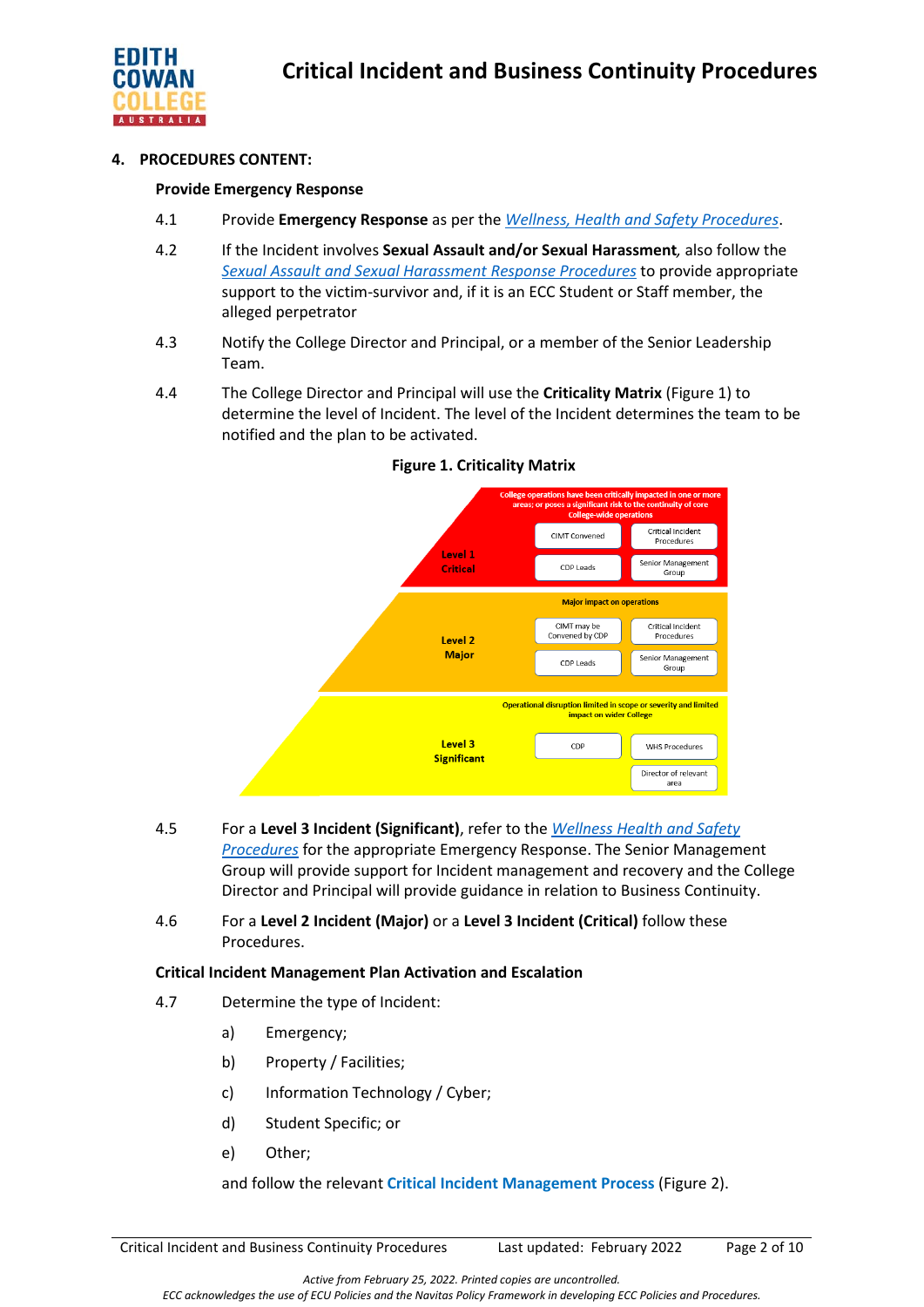## 4. PROCEDURES CONTENT:

### Provide Emergency Response

4.1 Provide **Emergency Response** as per the *Wellness, Health and Safety Procedures*.

4.2 If the Incident involves **Sexual Assault and/or Sexual Harassment**, also follow the *Sexual Assault and Sexual Harassment Response Procedures* to provide appropriate support to the victim-survivor and, if it is an ECC Student or Staff member, the alleged perpetrator

4.3 Notify the College Director and Principal, or a member of the Senior Leadership Team.

4.4 The College Director and Principal will use the **Criticality Matrix** (Figure 1) to determine the level of Incident. The level of the Incident determines the team to be notified and the plan to be activated.

**Figure 1. Criticality Matrix**

| Level | Description | | |
|---|---|---|---|
| **Level 1 Critical** | College operations have been critically impacted in one or more areas; or poses a significant risk to the continuity of core College-wide operations | CIMT Convened | Critical Incident Procedures |
| | | CDP Leads | Senior Management Group |
| **Level 2 Major** | Major impact on operations | CIMT may be Convened by CDP | Critical Incident Procedures |
| | | CDP Leads | Senior Management Group |
| **Level 3 Significant** | Operational disruption limited in scope or severity and limited impact on wider College | CDP | WHS Procedures |
| | | | Director of relevant area |

4.5 For a **Level 3 Incident (Significant)**, refer to the *Wellness Health and Safety Procedures* for the appropriate Emergency Response. The Senior Management Group will provide support for Incident management and recovery and the College Director and Principal will provide guidance in relation to Business Continuity.

4.6 For a **Level 2 Incident (Major)** or a **Level 3 Incident (Critical)** follow these Procedures.

### Critical Incident Management Plan Activation and Escalation

4.7 Determine the type of Incident:

a) Emergency;

b) Property / Facilities;

c) Information Technology / Cyber;

d) Student Specific; or

e) Other;

and follow the relevant **Critical Incident Management Process** (Figure 2).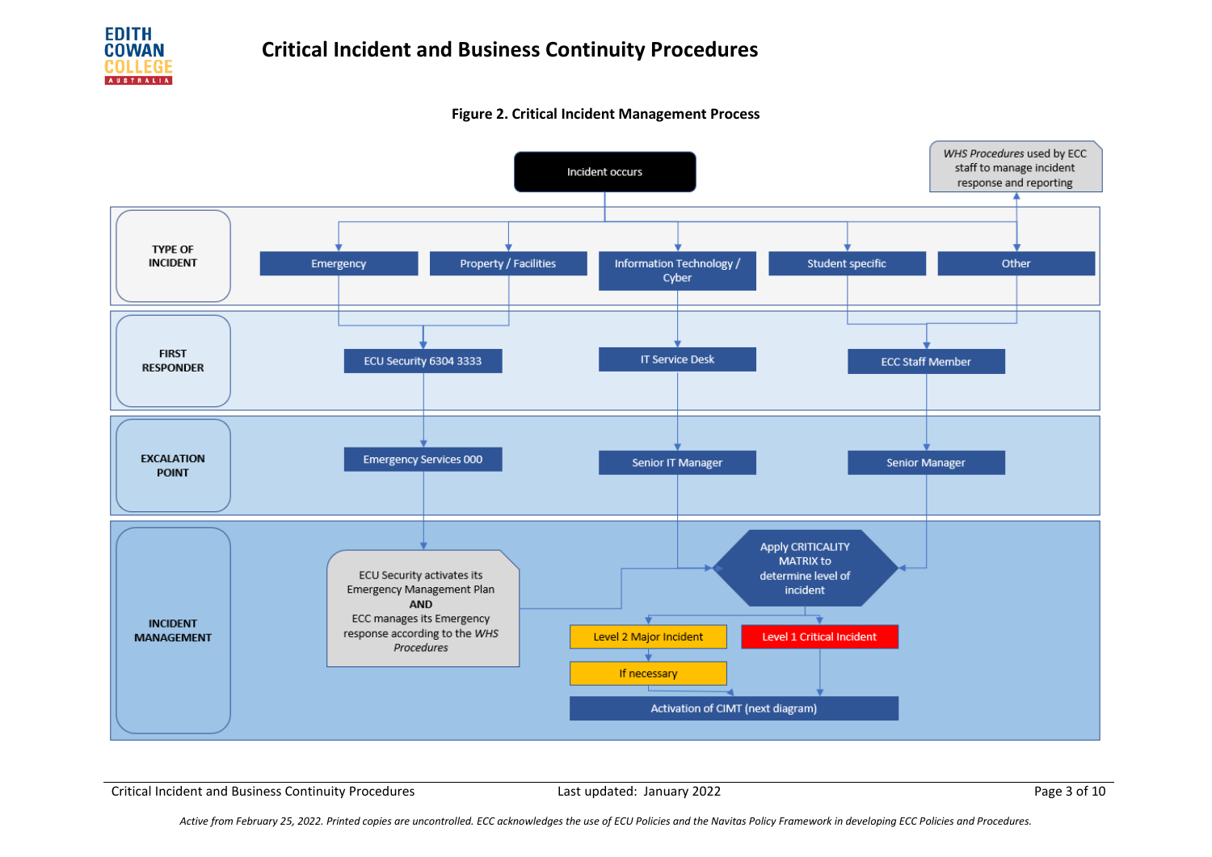**Figure 2. Critical Incident Management Process**

Incident occurs

*WHS Procedures* used by ECC staff to manage incident response and reporting

| | | | | | |
|---|---|---|---|---|---|
| **TYPE OF INCIDENT** | Emergency | Property / Facilities | Information Technology / Cyber | Student specific | Other |
| **FIRST RESPONDER** | ECU Security 6304 3333 | | IT Service Desk | ECC Staff Member | |
| **EXCALATION POINT** | Emergency Services 000 | | Senior IT Manager | Senior Manager | |
| **INCIDENT MANAGEMENT** | ECU Security activates its Emergency Management Plan **AND** ECC manages its Emergency response according to the *WHS Procedures* | | Apply CRITICALITY MATRIX to determine level of incident | | |

Level 2 Major Incident → If necessary → Activation of CIMT (next diagram)

Level 1 Critical Incident → Activation of CIMT (next diagram)

*Active from February 25, 2022. Printed copies are uncontrolled. ECC acknowledges the use of ECU Policies and the Navitas Policy Framework in developing ECC Policies and Procedures.*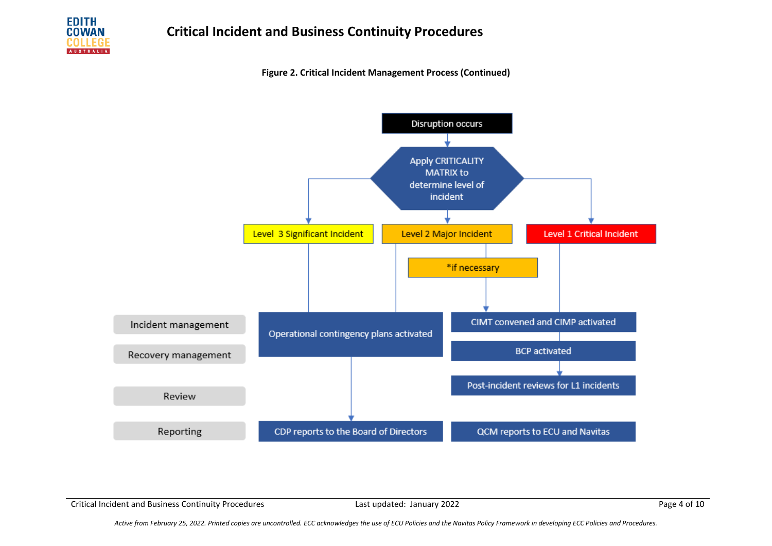**Figure 2. Critical Incident Management Process (Continued)**

Disruption occurs

Apply CRITICALITY MATRIX to determine level of incident

Level 3 Significant Incident

Level 2 Major Incident

Level 1 Critical Incident

*if necessary

| Stage | Level 3 / Level 2 | Level 2 (*if necessary) / Level 1 |
| --- | --- | --- |
| Incident management | Operational contingency plans activated | CIMT convened and CIMP activated |
| Recovery management | | BCP activated |
| Review | | Post-incident reviews for L1 incidents |
| Reporting | CDP reports to the Board of Directors | QCM reports to ECU and Navitas |

*Active from February 25, 2022. Printed copies are uncontrolled. ECC acknowledges the use of ECU Policies and the Navitas Policy Framework in developing ECC Policies and Procedures.*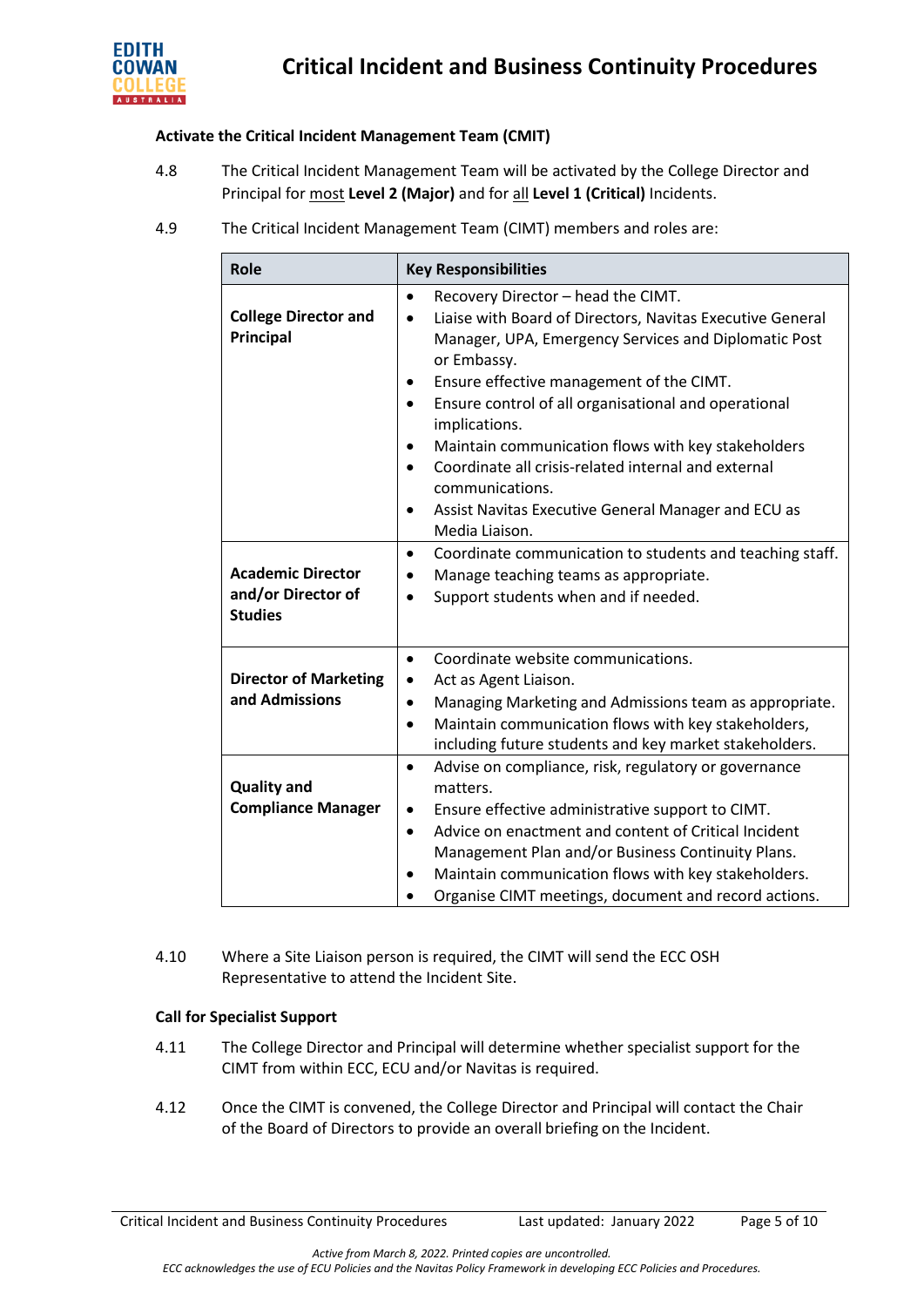**Activate the Critical Incident Management Team (CIMT)**

4.8 The Critical Incident Management Team will be activated by the College Director and Principal for <u>most</u> **Level 2 (Major)** and for <u>all</u> **Level 1 (Critical)** Incidents.

4.9 The Critical Incident Management Team (CIMT) members and roles are:

| Role | Key Responsibilities |
|---|---|
| **College Director and Principal** | • Recovery Director – head the CIMT.<br>• Liaise with Board of Directors, Navitas Executive General Manager, UPA, Emergency Services and Diplomatic Post or Embassy.<br>• Ensure effective management of the CIMT.<br>• Ensure control of all organisational and operational implications.<br>• Maintain communication flows with key stakeholders<br>• Coordinate all crisis-related internal and external communications.<br>• Assist Navitas Executive General Manager and ECU as Media Liaison. |
| **Academic Director and/or Director of Studies** | • Coordinate communication to students and teaching staff.<br>• Manage teaching teams as appropriate.<br>• Support students when and if needed. |
| **Director of Marketing and Admissions** | • Coordinate website communications.<br>• Act as Agent Liaison.<br>• Managing Marketing and Admissions team as appropriate.<br>• Maintain communication flows with key stakeholders, including future students and key market stakeholders. |
| **Quality and Compliance Manager** | • Advise on compliance, risk, regulatory or governance matters.<br>• Ensure effective administrative support to CIMT.<br>• Advice on enactment and content of Critical Incident Management Plan and/or Business Continuity Plans.<br>• Maintain communication flows with key stakeholders.<br>• Organise CIMT meetings, document and record actions. |

4.10 Where a Site Liaison person is required, the CIMT will send the ECC OSH Representative to attend the Incident Site.

**Call for Specialist Support**

4.11 The College Director and Principal will determine whether specialist support for the CIMT from within ECC, ECU and/or Navitas is required.

4.12 Once the CIMT is convened, the College Director and Principal will contact the Chair of the Board of Directors to provide an overall briefing on the Incident.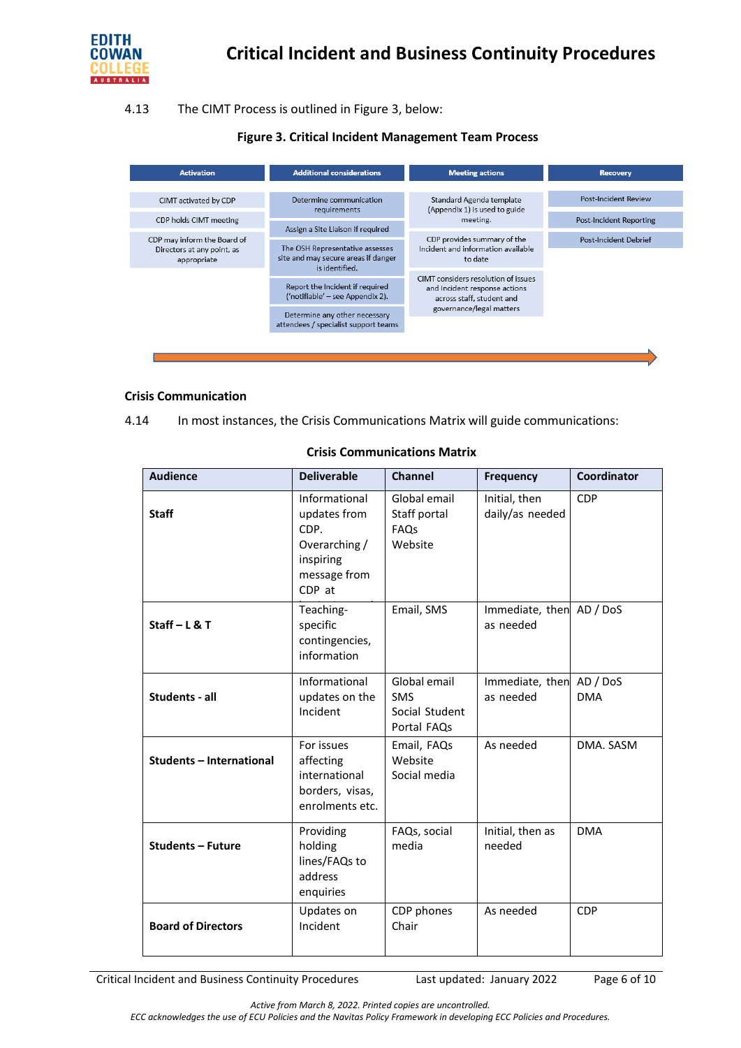4.13 The CIMT Process is outlined in Figure 3, below:

**Figure 3. Critical Incident Management Team Process**

| Activation | Additional considerations | Meeting actions | Recovery |
|---|---|---|---|
| CIMT activated by CDP | Determine communication requirements | Standard Agenda template (Appendix 1) is used to guide meeting. | Post-Incident Review |
| CDP holds CIMT meeting | Assign a Site Liaison if required | CDP provides summary of the Incident and information available to date | Post-Incident Reporting |
| CDP may inform the Board of Directors at any point, as appropriate | The OSH Representative assesses site and may secure areas if danger is identified. | CIMT considers resolution of issues and incident response actions across staff, student and governance/legal matters | Post-Incident Debrief |
| | Report the Incident if required ('notifiable' – see Appendix 2). | | |
| | Determine any other necessary attendees / specialist support teams | | |

### Crisis Communication

4.14 In most instances, the Crisis Communications Matrix will guide communications:

**Crisis Communications Matrix**

| Audience | Deliverable | Channel | Frequency | Coordinator |
|---|---|---|---|---|
| **Staff** | Informational updates from CDP. Overarching / inspiring message from CDP at | Global email Staff portal FAQs Website | Initial, then daily/as needed | CDP |
| **Staff – L & T** | Teaching-specific contingencies, information | Email, SMS | Immediate, then as needed | AD / DoS |
| **Students - all** | Informational updates on the Incident | Global email SMS Social Student Portal FAQs | Immediate, then as needed | AD / DoS DMA |
| **Students – International** | For issues affecting international borders, visas, enrolments etc. | Email, FAQs Website Social media | As needed | DMA. SASM |
| **Students – Future** | Providing holding lines/FAQs to address enquiries | FAQs, social media | Initial, then as needed | DMA |
| **Board of Directors** | Updates on Incident | CDP phones Chair | As needed | CDP |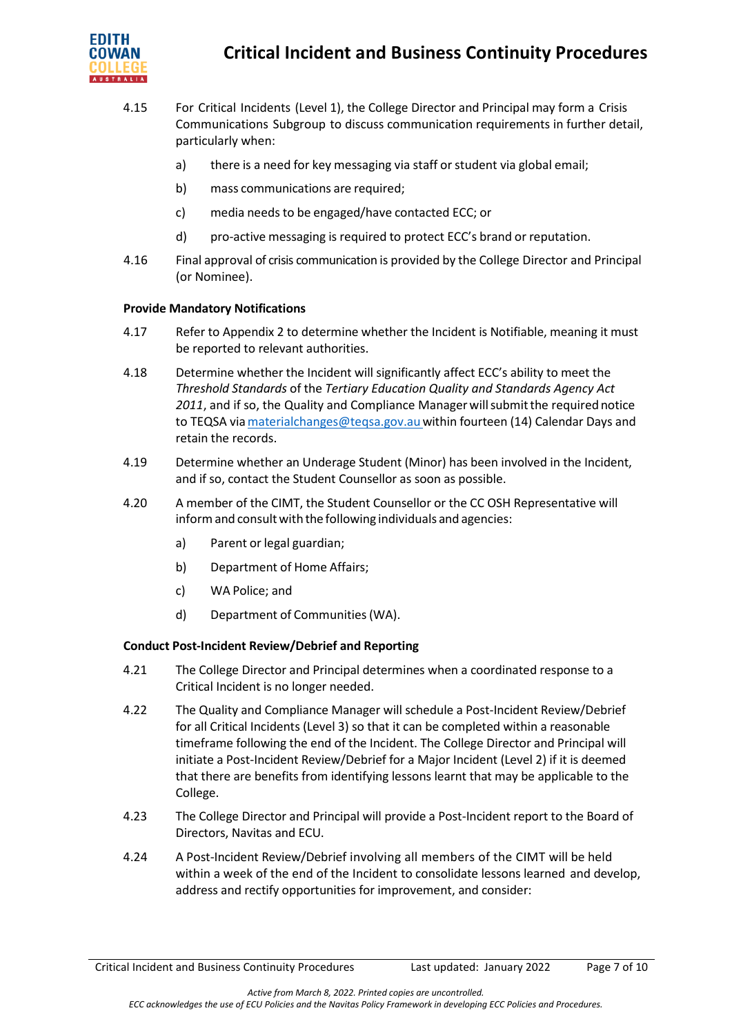4.15 For Critical Incidents (Level 1), the College Director and Principal may form a Crisis Communications Subgroup to discuss communication requirements in further detail, particularly when:

a) there is a need for key messaging via staff or student via global email;

b) mass communications are required;

c) media needs to be engaged/have contacted ECC; or

d) pro-active messaging is required to protect ECC's brand or reputation.

4.16 Final approval of crisis communication is provided by the College Director and Principal (or Nominee).

**Provide Mandatory Notifications**

4.17 Refer to Appendix 2 to determine whether the Incident is Notifiable, meaning it must be reported to relevant authorities.

4.18 Determine whether the Incident will significantly affect ECC's ability to meet the *Threshold Standards* of the *Tertiary Education Quality and Standards Agency Act 2011*, and if so, the Quality and Compliance Manager will submit the required notice to TEQSA via materialchanges@teqsa.gov.au within fourteen (14) Calendar Days and retain the records.

4.19 Determine whether an Underage Student (Minor) has been involved in the Incident, and if so, contact the Student Counsellor as soon as possible.

4.20 A member of the CIMT, the Student Counsellor or the CC OSH Representative will inform and consult with the following individuals and agencies:

a) Parent or legal guardian;

b) Department of Home Affairs;

c) WA Police; and

d) Department of Communities (WA).

**Conduct Post-Incident Review/Debrief and Reporting**

4.21 The College Director and Principal determines when a coordinated response to a Critical Incident is no longer needed.

4.22 The Quality and Compliance Manager will schedule a Post-Incident Review/Debrief for all Critical Incidents (Level 3) so that it can be completed within a reasonable timeframe following the end of the Incident. The College Director and Principal will initiate a Post-Incident Review/Debrief for a Major Incident (Level 2) if it is deemed that there are benefits from identifying lessons learnt that may be applicable to the College.

4.23 The College Director and Principal will provide a Post-Incident report to the Board of Directors, Navitas and ECU.

4.24 A Post-Incident Review/Debrief involving all members of the CIMT will be held within a week of the end of the Incident to consolidate lessons learned and develop, address and rectify opportunities for improvement, and consider: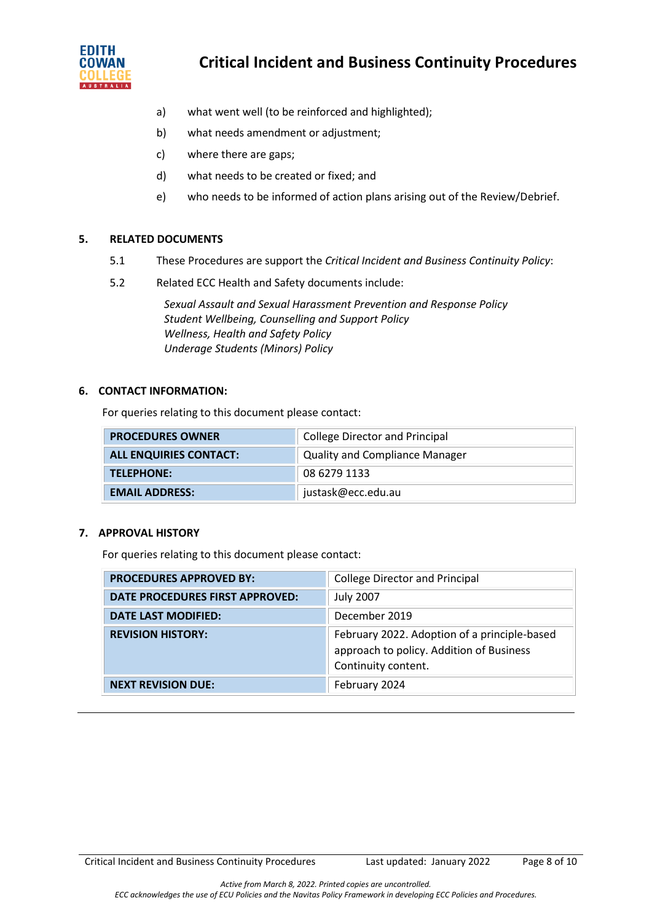a) what went well (to be reinforced and highlighted);

b) what needs amendment or adjustment;

c) where there are gaps;

d) what needs to be created or fixed; and

e) who needs to be informed of action plans arising out of the Review/Debrief.

## 5. RELATED DOCUMENTS

5.1 These Procedures are support the *Critical Incident and Business Continuity Policy*:

5.2 Related ECC Health and Safety documents include:

*Sexual Assault and Sexual Harassment Prevention and Response Policy*
*Student Wellbeing, Counselling and Support Policy*
*Wellness, Health and Safety Policy*
*Underage Students (Minors) Policy*

## 6. CONTACT INFORMATION:

For queries relating to this document please contact:

| | |
|---|---|
| **PROCEDURES OWNER** | College Director and Principal |
| **ALL ENQUIRIES CONTACT:** | Quality and Compliance Manager |
| **TELEPHONE:** | 08 6279 1133 |
| **EMAIL ADDRESS:** | justask@ecc.edu.au |

## 7. APPROVAL HISTORY

For queries relating to this document please contact:

| | |
|---|---|
| **PROCEDURES APPROVED BY:** | College Director and Principal |
| **DATE PROCEDURES FIRST APPROVED:** | July 2007 |
| **DATE LAST MODIFIED:** | December 2019 |
| **REVISION HISTORY:** | February 2022. Adoption of a principle-based approach to policy. Addition of Business Continuity content. |
| **NEXT REVISION DUE:** | February 2024 |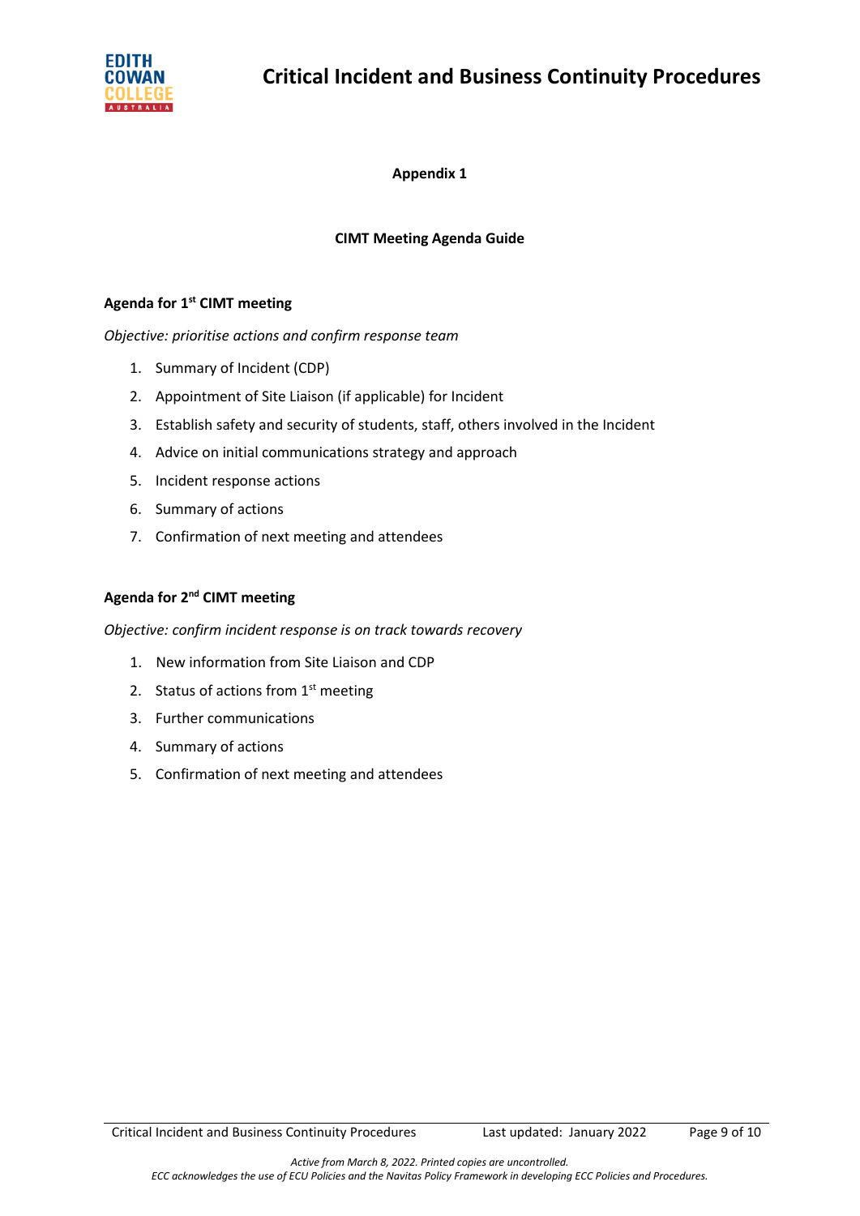## Appendix 1

### CIMT Meeting Agenda Guide

**Agenda for 1st CIMT meeting**

*Objective: prioritise actions and confirm response team*

1. Summary of Incident (CDP)
2. Appointment of Site Liaison (if applicable) for Incident
3. Establish safety and security of students, staff, others involved in the Incident
4. Advice on initial communications strategy and approach
5. Incident response actions
6. Summary of actions
7. Confirmation of next meeting and attendees

**Agenda for 2nd CIMT meeting**

*Objective: confirm incident response is on track towards recovery*

1. New information from Site Liaison and CDP
2. Status of actions from 1st meeting
3. Further communications
4. Summary of actions
5. Confirmation of next meeting and attendees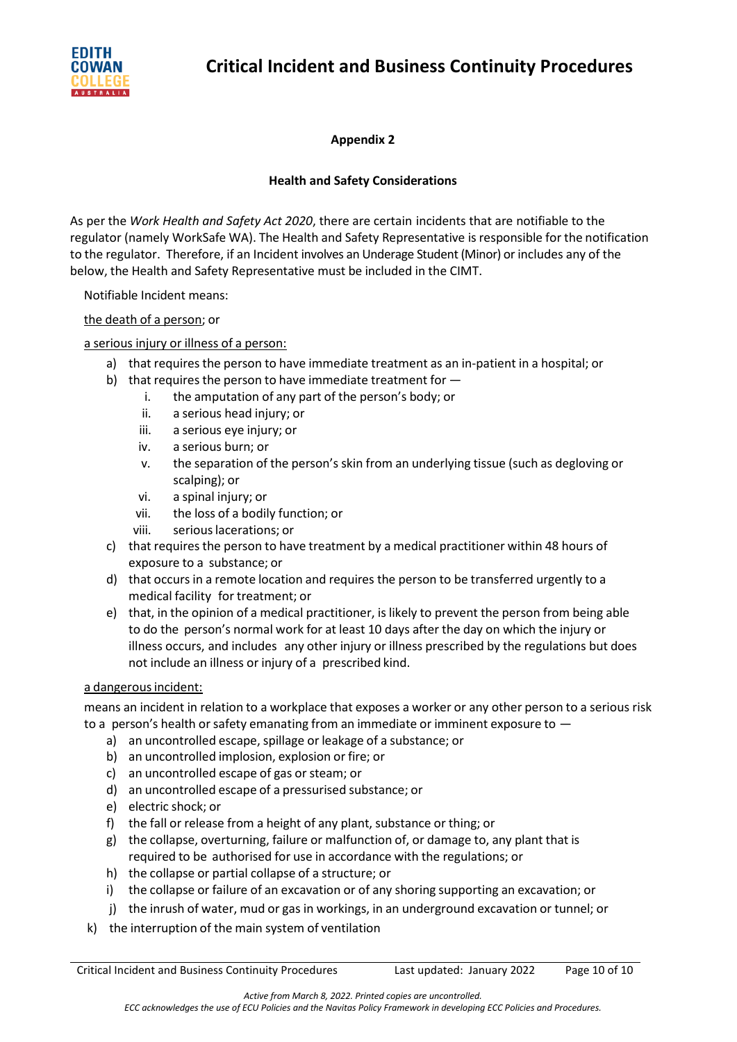**Appendix 2**

**Health and Safety Considerations**

As per the *Work Health and Safety Act 2020*, there are certain incidents that are notifiable to the regulator (namely WorkSafe WA). The Health and Safety Representative is responsible for the notification to the regulator. Therefore, if an Incident involves an Underage Student (Minor) or includes any of the below, the Health and Safety Representative must be included in the CIMT.

Notifiable Incident means:

<u>the death of a person</u>; or

<u>a serious injury or illness of a person:</u>

a) that requires the person to have immediate treatment as an in-patient in a hospital; or
b) that requires the person to have immediate treatment for —
   i. the amputation of any part of the person's body; or
   ii. a serious head injury; or
   iii. a serious eye injury; or
   iv. a serious burn; or
   v. the separation of the person's skin from an underlying tissue (such as degloving or scalping); or
   vi. a spinal injury; or
   vii. the loss of a bodily function; or
   viii. serious lacerations; or
c) that requires the person to have treatment by a medical practitioner within 48 hours of exposure to a substance; or
d) that occurs in a remote location and requires the person to be transferred urgently to a medical facility for treatment; or
e) that, in the opinion of a medical practitioner, is likely to prevent the person from being able to do the person's normal work for at least 10 days after the day on which the injury or illness occurs, and includes any other injury or illness prescribed by the regulations but does not include an illness or injury of a prescribed kind.

<u>a dangerous incident:</u>

means an incident in relation to a workplace that exposes a worker or any other person to a serious risk to a person's health or safety emanating from an immediate or imminent exposure to —

a) an uncontrolled escape, spillage or leakage of a substance; or
b) an uncontrolled implosion, explosion or fire; or
c) an uncontrolled escape of gas or steam; or
d) an uncontrolled escape of a pressurised substance; or
e) electric shock; or
f) the fall or release from a height of any plant, substance or thing; or
g) the collapse, overturning, failure or malfunction of, or damage to, any plant that is required to be authorised for use in accordance with the regulations; or
h) the collapse or partial collapse of a structure; or
i) the collapse or failure of an excavation or of any shoring supporting an excavation; or
j) the inrush of water, mud or gas in workings, in an underground excavation or tunnel; or
k) the interruption of the main system of ventilation